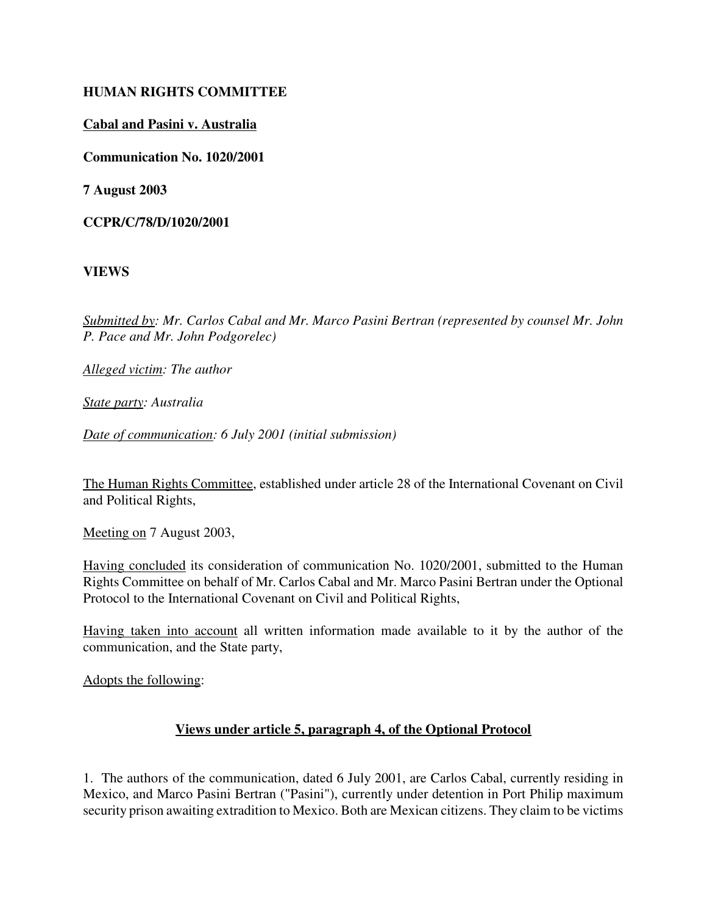**HUMAN RIGHTS COMMITTEE**

**Cabal and Pasini v. Australia**

**Communication No. 1020/2001**

**7 August 2003**

**CCPR/C/78/D/1020/2001**

**VIEWS**

*Submitted by: Mr. Carlos Cabal and Mr. Marco Pasini Bertran (represented by counsel Mr. John P. Pace and Mr. John Podgorelec)*

*Alleged victim: The author*

*State party: Australia*

*Date of communication: 6 July 2001 (initial submission)*

The Human Rights Committee, established under article 28 of the International Covenant on Civil and Political Rights,

Meeting on 7 August 2003,

Having concluded its consideration of communication No. 1020/2001, submitted to the Human Rights Committee on behalf of Mr. Carlos Cabal and Mr. Marco Pasini Bertran under the Optional Protocol to the International Covenant on Civil and Political Rights,

Having taken into account all written information made available to it by the author of the communication, and the State party,

Adopts the following:

**Views under article 5, paragraph 4, of the Optional Protocol**

1. The authors of the communication, dated 6 July 2001, are Carlos Cabal, currently residing in Mexico, and Marco Pasini Bertran ("Pasini"), currently under detention in Port Philip maximum security prison awaiting extradition to Mexico. Both are Mexican citizens. They claim to be victims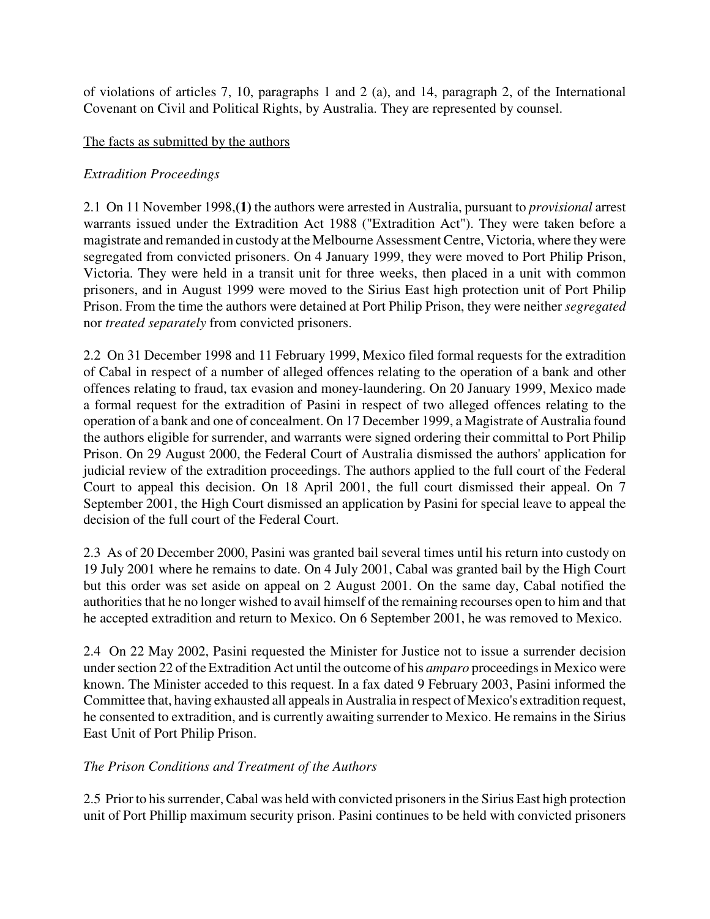of violations of articles 7, 10, paragraphs 1 and 2 (a), and 14, paragraph 2, of the International Covenant on Civil and Political Rights, by Australia. They are represented by counsel.

The facts as submitted by the authors

*Extradition Proceedings*

2.1 On 11 November 1998,**(1)** the authors were arrested in Australia, pursuant to *provisional* arrest warrants issued under the Extradition Act 1988 ("Extradition Act"). They were taken before a magistrate and remanded in custody at the Melbourne Assessment Centre, Victoria, where they were segregated from convicted prisoners. On 4 January 1999, they were moved to Port Philip Prison, Victoria. They were held in a transit unit for three weeks, then placed in a unit with common prisoners, and in August 1999 were moved to the Sirius East high protection unit of Port Philip Prison. From the time the authors were detained at Port Philip Prison, they were neither *segregated* nor *treated separately* from convicted prisoners.

2.2 On 31 December 1998 and 11 February 1999, Mexico filed formal requests for the extradition of Cabal in respect of a number of alleged offences relating to the operation of a bank and other offences relating to fraud, tax evasion and money-laundering. On 20 January 1999, Mexico made a formal request for the extradition of Pasini in respect of two alleged offences relating to the operation of a bank and one of concealment. On 17 December 1999, a Magistrate of Australia found the authors eligible for surrender, and warrants were signed ordering their committal to Port Philip Prison. On 29 August 2000, the Federal Court of Australia dismissed the authors' application for judicial review of the extradition proceedings. The authors applied to the full court of the Federal Court to appeal this decision. On 18 April 2001, the full court dismissed their appeal. On 7 September 2001, the High Court dismissed an application by Pasini for special leave to appeal the decision of the full court of the Federal Court.

2.3 As of 20 December 2000, Pasini was granted bail several times until his return into custody on 19 July 2001 where he remains to date. On 4 July 2001, Cabal was granted bail by the High Court but this order was set aside on appeal on 2 August 2001. On the same day, Cabal notified the authorities that he no longer wished to avail himself of the remaining recourses open to him and that he accepted extradition and return to Mexico. On 6 September 2001, he was removed to Mexico.

2.4 On 22 May 2002, Pasini requested the Minister for Justice not to issue a surrender decision under section 22 of the Extradition Act until the outcome of his *amparo* proceedings in Mexico were known. The Minister acceded to this request. In a fax dated 9 February 2003, Pasini informed the Committee that, having exhausted all appeals in Australia in respect of Mexico's extradition request, he consented to extradition, and is currently awaiting surrender to Mexico. He remains in the Sirius East Unit of Port Philip Prison.

*The Prison Conditions and Treatment of the Authors*

2.5 Prior to his surrender, Cabal was held with convicted prisoners in the Sirius East high protection unit of Port Phillip maximum security prison. Pasini continues to be held with convicted prisoners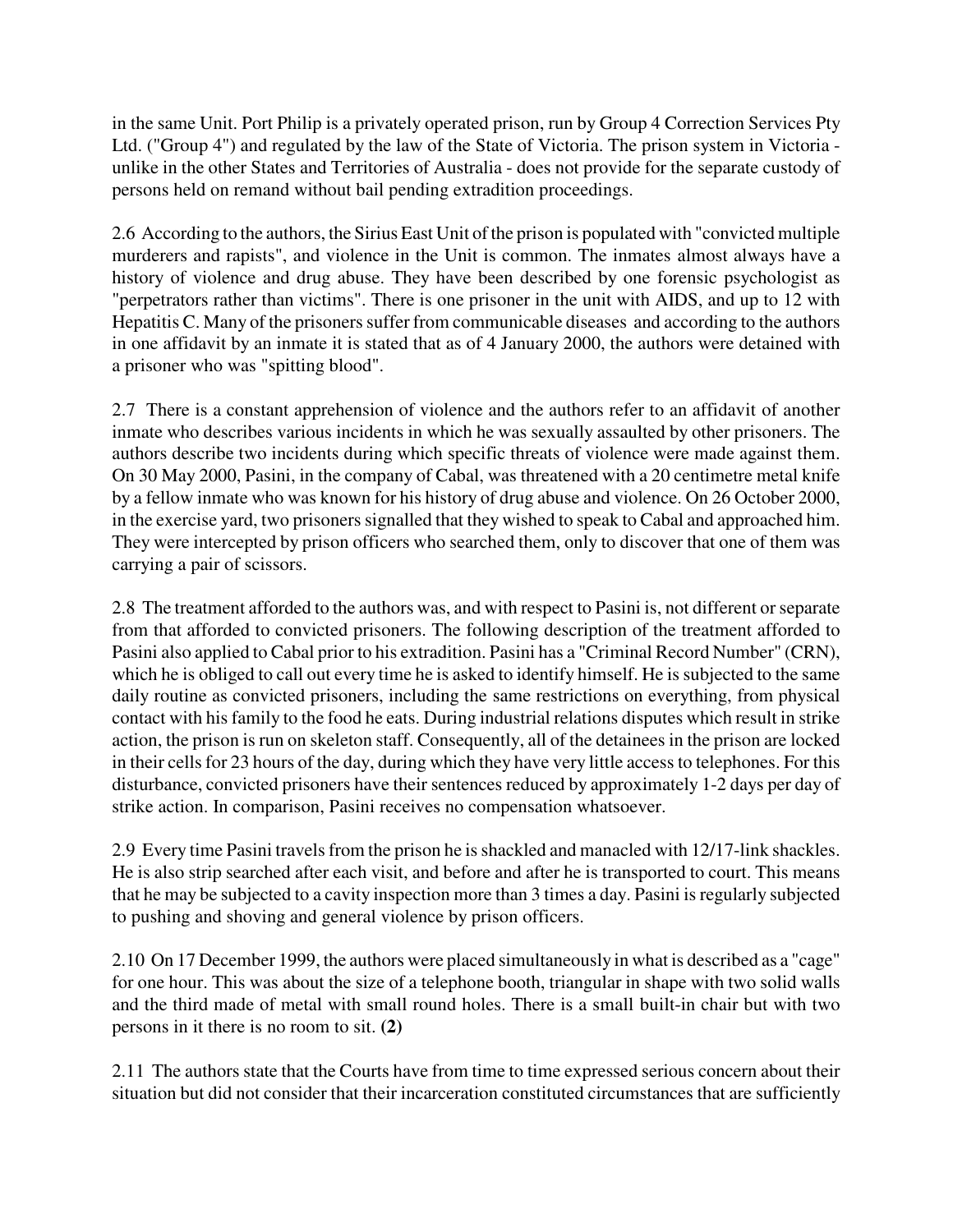in the same Unit. Port Philip is a privately operated prison, run by Group 4 Correction Services Pty Ltd. ("Group 4") and regulated by the law of the State of Victoria. The prison system in Victoria - unlike in the other States and Territories of Australia - does not provide for the separate custody of persons held on remand without bail pending extradition proceedings.

2.6 According to the authors, the Sirius East Unit of the prison is populated with "convicted multiple murderers and rapists", and violence in the Unit is common. The inmates almost always have a history of violence and drug abuse. They have been described by one forensic psychologist as "perpetrators rather than victims". There is one prisoner in the unit with AIDS, and up to 12 with Hepatitis C. Many of the prisoners suffer from communicable diseases and according to the authors in one affidavit by an inmate it is stated that as of 4 January 2000, the authors were detained with a prisoner who was "spitting blood".

2.7 There is a constant apprehension of violence and the authors refer to an affidavit of another inmate who describes various incidents in which he was sexually assaulted by other prisoners. The authors describe two incidents during which specific threats of violence were made against them. On 30 May 2000, Pasini, in the company of Cabal, was threatened with a 20 centimetre metal knife by a fellow inmate who was known for his history of drug abuse and violence. On 26 October 2000, in the exercise yard, two prisoners signalled that they wished to speak to Cabal and approached him. They were intercepted by prison officers who searched them, only to discover that one of them was carrying a pair of scissors.

2.8 The treatment afforded to the authors was, and with respect to Pasini is, not different or separate from that afforded to convicted prisoners. The following description of the treatment afforded to Pasini also applied to Cabal prior to his extradition. Pasini has a "Criminal Record Number" (CRN), which he is obliged to call out every time he is asked to identify himself. He is subjected to the same daily routine as convicted prisoners, including the same restrictions on everything, from physical contact with his family to the food he eats. During industrial relations disputes which result in strike action, the prison is run on skeleton staff. Consequently, all of the detainees in the prison are locked in their cells for 23 hours of the day, during which they have very little access to telephones. For this disturbance, convicted prisoners have their sentences reduced by approximately 1-2 days per day of strike action. In comparison, Pasini receives no compensation whatsoever.

2.9 Every time Pasini travels from the prison he is shackled and manacled with 12/17-link shackles. He is also strip searched after each visit, and before and after he is transported to court. This means that he may be subjected to a cavity inspection more than 3 times a day. Pasini is regularly subjected to pushing and shoving and general violence by prison officers.

2.10 On 17 December 1999, the authors were placed simultaneously in what is described as a "cage" for one hour. This was about the size of a telephone booth, triangular in shape with two solid walls and the third made of metal with small round holes. There is a small built-in chair but with two persons in it there is no room to sit. **(2)**

2.11 The authors state that the Courts have from time to time expressed serious concern about their situation but did not consider that their incarceration constituted circumstances that are sufficiently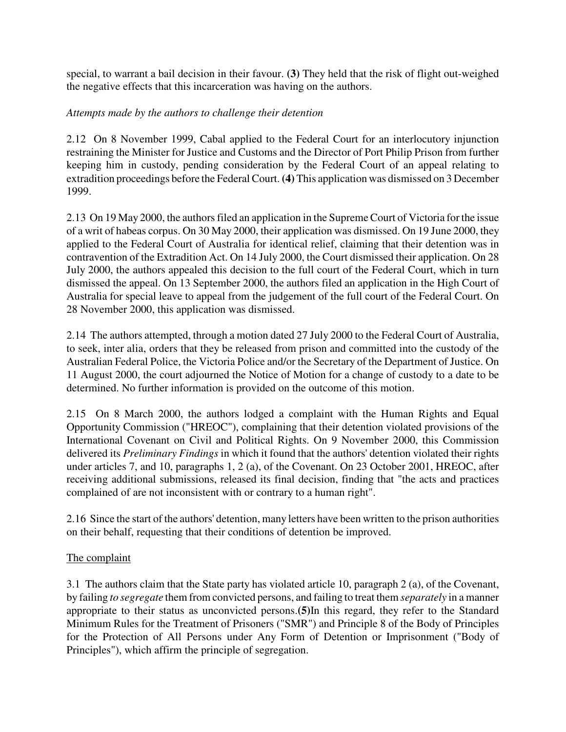special, to warrant a bail decision in their favour. **(3)** They held that the risk of flight out-weighed the negative effects that this incarceration was having on the authors.

*Attempts made by the authors to challenge their detention*

2.12 On 8 November 1999, Cabal applied to the Federal Court for an interlocutory injunction restraining the Minister for Justice and Customs and the Director of Port Philip Prison from further keeping him in custody, pending consideration by the Federal Court of an appeal relating to extradition proceedings before the Federal Court. **(4)** This application was dismissed on 3 December 1999.

2.13 On 19 May 2000, the authors filed an application in the Supreme Court of Victoria for the issue of a writ of habeas corpus. On 30 May 2000, their application was dismissed. On 19 June 2000, they applied to the Federal Court of Australia for identical relief, claiming that their detention was in contravention of the Extradition Act. On 14 July 2000, the Court dismissed their application. On 28 July 2000, the authors appealed this decision to the full court of the Federal Court, which in turn dismissed the appeal. On 13 September 2000, the authors filed an application in the High Court of Australia for special leave to appeal from the judgement of the full court of the Federal Court. On 28 November 2000, this application was dismissed.

2.14 The authors attempted, through a motion dated 27 July 2000 to the Federal Court of Australia, to seek, inter alia, orders that they be released from prison and committed into the custody of the Australian Federal Police, the Victoria Police and/or the Secretary of the Department of Justice. On 11 August 2000, the court adjourned the Notice of Motion for a change of custody to a date to be determined. No further information is provided on the outcome of this motion.

2.15 On 8 March 2000, the authors lodged a complaint with the Human Rights and Equal Opportunity Commission ("HREOC"), complaining that their detention violated provisions of the International Covenant on Civil and Political Rights. On 9 November 2000, this Commission delivered its *Preliminary Findings* in which it found that the authors' detention violated their rights under articles 7, and 10, paragraphs 1, 2 (a), of the Covenant. On 23 October 2001, HREOC, after receiving additional submissions, released its final decision, finding that "the acts and practices complained of are not inconsistent with or contrary to a human right".

2.16 Since the start of the authors' detention, many letters have been written to the prison authorities on their behalf, requesting that their conditions of detention be improved.

The complaint

3.1 The authors claim that the State party has violated article 10, paragraph 2 (a), of the Covenant, by failing *to segregate* them from convicted persons, and failing to treat them *separately* in a manner appropriate to their status as unconvicted persons.**(5)**In this regard, they refer to the Standard Minimum Rules for the Treatment of Prisoners ("SMR") and Principle 8 of the Body of Principles for the Protection of All Persons under Any Form of Detention or Imprisonment ("Body of Principles"), which affirm the principle of segregation.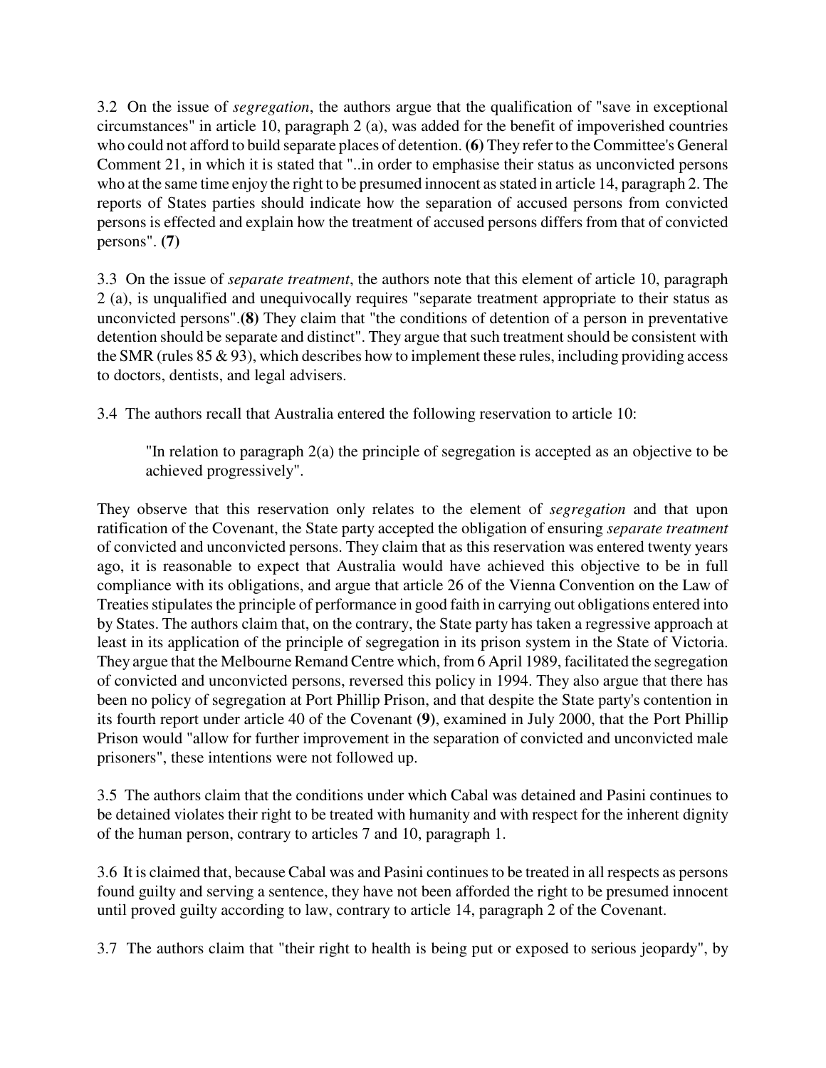3.2 On the issue of *segregation*, the authors argue that the qualification of "save in exceptional circumstances" in article 10, paragraph 2 (a), was added for the benefit of impoverished countries who could not afford to build separate places of detention. **(6)** They refer to the Committee's General Comment 21, in which it is stated that "..in order to emphasise their status as unconvicted persons who at the same time enjoy the right to be presumed innocent as stated in article 14, paragraph 2. The reports of States parties should indicate how the separation of accused persons from convicted persons is effected and explain how the treatment of accused persons differs from that of convicted persons". **(7)**

3.3 On the issue of *separate treatment*, the authors note that this element of article 10, paragraph 2 (a), is unqualified and unequivocally requires "separate treatment appropriate to their status as unconvicted persons".**(8)** They claim that "the conditions of detention of a person in preventative detention should be separate and distinct". They argue that such treatment should be consistent with the SMR (rules 85 & 93), which describes how to implement these rules, including providing access to doctors, dentists, and legal advisers.

3.4 The authors recall that Australia entered the following reservation to article 10:

> "In relation to paragraph 2(a) the principle of segregation is accepted as an objective to be achieved progressively".

They observe that this reservation only relates to the element of *segregation* and that upon ratification of the Covenant, the State party accepted the obligation of ensuring *separate treatment* of convicted and unconvicted persons. They claim that as this reservation was entered twenty years ago, it is reasonable to expect that Australia would have achieved this objective to be in full compliance with its obligations, and argue that article 26 of the Vienna Convention on the Law of Treaties stipulates the principle of performance in good faith in carrying out obligations entered into by States. The authors claim that, on the contrary, the State party has taken a regressive approach at least in its application of the principle of segregation in its prison system in the State of Victoria. They argue that the Melbourne Remand Centre which, from 6 April 1989, facilitated the segregation of convicted and unconvicted persons, reversed this policy in 1994. They also argue that there has been no policy of segregation at Port Phillip Prison, and that despite the State party's contention in its fourth report under article 40 of the Covenant **(9)**, examined in July 2000, that the Port Phillip Prison would "allow for further improvement in the separation of convicted and unconvicted male prisoners", these intentions were not followed up.

3.5 The authors claim that the conditions under which Cabal was detained and Pasini continues to be detained violates their right to be treated with humanity and with respect for the inherent dignity of the human person, contrary to articles 7 and 10, paragraph 1.

3.6 It is claimed that, because Cabal was and Pasini continues to be treated in all respects as persons found guilty and serving a sentence, they have not been afforded the right to be presumed innocent until proved guilty according to law, contrary to article 14, paragraph 2 of the Covenant.

3.7 The authors claim that "their right to health is being put or exposed to serious jeopardy", by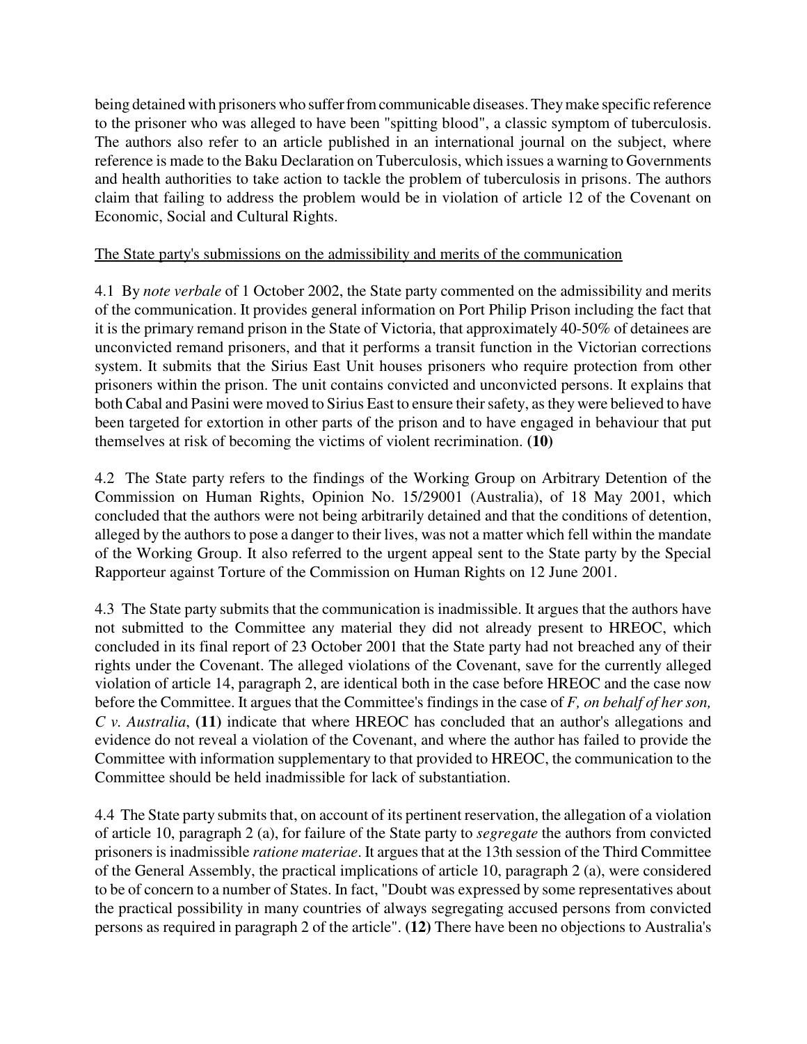being detained with prisoners who suffer from communicable diseases. They make specific reference to the prisoner who was alleged to have been "spitting blood", a classic symptom of tuberculosis. The authors also refer to an article published in an international journal on the subject, where reference is made to the Baku Declaration on Tuberculosis, which issues a warning to Governments and health authorities to take action to tackle the problem of tuberculosis in prisons. The authors claim that failing to address the problem would be in violation of article 12 of the Covenant on Economic, Social and Cultural Rights.

The State party's submissions on the admissibility and merits of the communication

4.1 By *note verbale* of 1 October 2002, the State party commented on the admissibility and merits of the communication. It provides general information on Port Philip Prison including the fact that it is the primary remand prison in the State of Victoria, that approximately 40-50% of detainees are unconvicted remand prisoners, and that it performs a transit function in the Victorian corrections system. It submits that the Sirius East Unit houses prisoners who require protection from other prisoners within the prison. The unit contains convicted and unconvicted persons. It explains that both Cabal and Pasini were moved to Sirius East to ensure their safety, as they were believed to have been targeted for extortion in other parts of the prison and to have engaged in behaviour that put themselves at risk of becoming the victims of violent recrimination. **(10)**

4.2 The State party refers to the findings of the Working Group on Arbitrary Detention of the Commission on Human Rights, Opinion No. 15/29001 (Australia), of 18 May 2001, which concluded that the authors were not being arbitrarily detained and that the conditions of detention, alleged by the authors to pose a danger to their lives, was not a matter which fell within the mandate of the Working Group. It also referred to the urgent appeal sent to the State party by the Special Rapporteur against Torture of the Commission on Human Rights on 12 June 2001.

4.3 The State party submits that the communication is inadmissible. It argues that the authors have not submitted to the Committee any material they did not already present to HREOC, which concluded in its final report of 23 October 2001 that the State party had not breached any of their rights under the Covenant. The alleged violations of the Covenant, save for the currently alleged violation of article 14, paragraph 2, are identical both in the case before HREOC and the case now before the Committee. It argues that the Committee's findings in the case of *F, on behalf of her son, C v. Australia*, **(11)** indicate that where HREOC has concluded that an author's allegations and evidence do not reveal a violation of the Covenant, and where the author has failed to provide the Committee with information supplementary to that provided to HREOC, the communication to the Committee should be held inadmissible for lack of substantiation.

4.4 The State party submits that, on account of its pertinent reservation, the allegation of a violation of article 10, paragraph 2 (a), for failure of the State party to *segregate* the authors from convicted prisoners is inadmissible *ratione materiae*. It argues that at the 13th session of the Third Committee of the General Assembly, the practical implications of article 10, paragraph 2 (a), were considered to be of concern to a number of States. In fact, "Doubt was expressed by some representatives about the practical possibility in many countries of always segregating accused persons from convicted persons as required in paragraph 2 of the article". **(12)** There have been no objections to Australia's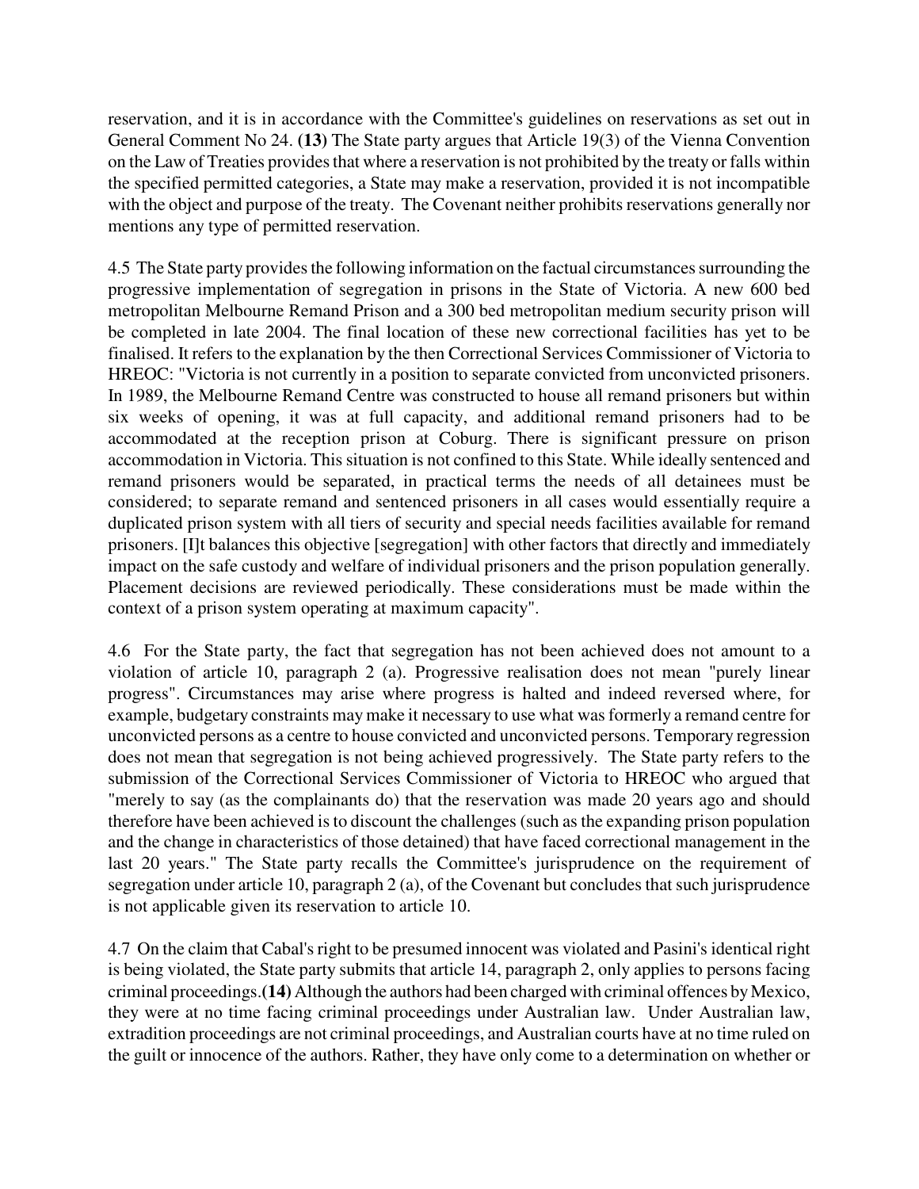reservation, and it is in accordance with the Committee's guidelines on reservations as set out in General Comment No 24. **(13)** The State party argues that Article 19(3) of the Vienna Convention on the Law of Treaties provides that where a reservation is not prohibited by the treaty or falls within the specified permitted categories, a State may make a reservation, provided it is not incompatible with the object and purpose of the treaty. The Covenant neither prohibits reservations generally nor mentions any type of permitted reservation.

4.5 The State party provides the following information on the factual circumstances surrounding the progressive implementation of segregation in prisons in the State of Victoria. A new 600 bed metropolitan Melbourne Remand Prison and a 300 bed metropolitan medium security prison will be completed in late 2004. The final location of these new correctional facilities has yet to be finalised. It refers to the explanation by the then Correctional Services Commissioner of Victoria to HREOC: "Victoria is not currently in a position to separate convicted from unconvicted prisoners. In 1989, the Melbourne Remand Centre was constructed to house all remand prisoners but within six weeks of opening, it was at full capacity, and additional remand prisoners had to be accommodated at the reception prison at Coburg. There is significant pressure on prison accommodation in Victoria. This situation is not confined to this State. While ideally sentenced and remand prisoners would be separated, in practical terms the needs of all detainees must be considered; to separate remand and sentenced prisoners in all cases would essentially require a duplicated prison system with all tiers of security and special needs facilities available for remand prisoners. [I]t balances this objective [segregation] with other factors that directly and immediately impact on the safe custody and welfare of individual prisoners and the prison population generally. Placement decisions are reviewed periodically. These considerations must be made within the context of a prison system operating at maximum capacity".

4.6 For the State party, the fact that segregation has not been achieved does not amount to a violation of article 10, paragraph 2 (a). Progressive realisation does not mean "purely linear progress". Circumstances may arise where progress is halted and indeed reversed where, for example, budgetary constraints may make it necessary to use what was formerly a remand centre for unconvicted persons as a centre to house convicted and unconvicted persons. Temporary regression does not mean that segregation is not being achieved progressively. The State party refers to the submission of the Correctional Services Commissioner of Victoria to HREOC who argued that "merely to say (as the complainants do) that the reservation was made 20 years ago and should therefore have been achieved is to discount the challenges (such as the expanding prison population and the change in characteristics of those detained) that have faced correctional management in the last 20 years." The State party recalls the Committee's jurisprudence on the requirement of segregation under article 10, paragraph 2 (a), of the Covenant but concludes that such jurisprudence is not applicable given its reservation to article 10.

4.7 On the claim that Cabal's right to be presumed innocent was violated and Pasini's identical right is being violated, the State party submits that article 14, paragraph 2, only applies to persons facing criminal proceedings.**(14)** Although the authors had been charged with criminal offences by Mexico, they were at no time facing criminal proceedings under Australian law. Under Australian law, extradition proceedings are not criminal proceedings, and Australian courts have at no time ruled on the guilt or innocence of the authors. Rather, they have only come to a determination on whether or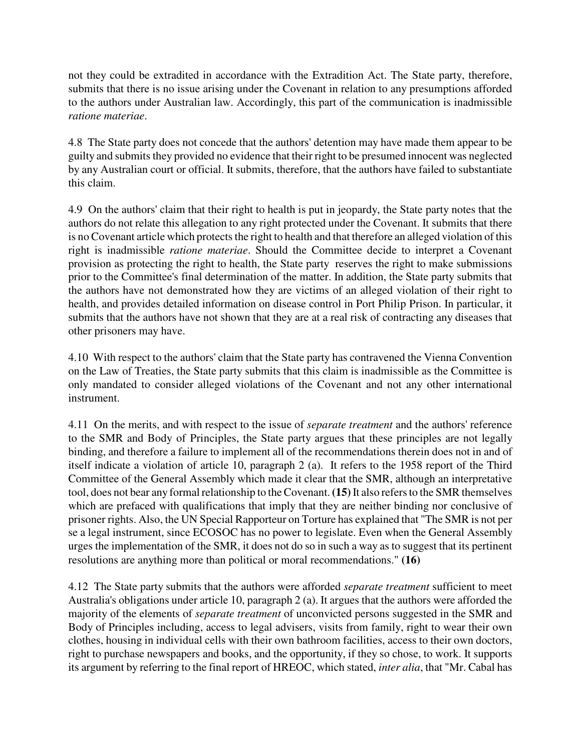not they could be extradited in accordance with the Extradition Act. The State party, therefore, submits that there is no issue arising under the Covenant in relation to any presumptions afforded to the authors under Australian law. Accordingly, this part of the communication is inadmissible *ratione materiae*.

4.8 The State party does not concede that the authors' detention may have made them appear to be guilty and submits they provided no evidence that their right to be presumed innocent was neglected by any Australian court or official. It submits, therefore, that the authors have failed to substantiate this claim.

4.9 On the authors' claim that their right to health is put in jeopardy, the State party notes that the authors do not relate this allegation to any right protected under the Covenant. It submits that there is no Covenant article which protects the right to health and that therefore an alleged violation of this right is inadmissible *ratione materiae*. Should the Committee decide to interpret a Covenant provision as protecting the right to health, the State party reserves the right to make submissions prior to the Committee's final determination of the matter. In addition, the State party submits that the authors have not demonstrated how they are victims of an alleged violation of their right to health, and provides detailed information on disease control in Port Philip Prison. In particular, it submits that the authors have not shown that they are at a real risk of contracting any diseases that other prisoners may have.

4.10 With respect to the authors' claim that the State party has contravened the Vienna Convention on the Law of Treaties, the State party submits that this claim is inadmissible as the Committee is only mandated to consider alleged violations of the Covenant and not any other international instrument.

4.11 On the merits, and with respect to the issue of *separate treatment* and the authors' reference to the SMR and Body of Principles, the State party argues that these principles are not legally binding, and therefore a failure to implement all of the recommendations therein does not in and of itself indicate a violation of article 10, paragraph 2 (a). It refers to the 1958 report of the Third Committee of the General Assembly which made it clear that the SMR, although an interpretative tool, does not bear any formal relationship to the Covenant. **(15)** It also refers to the SMR themselves which are prefaced with qualifications that imply that they are neither binding nor conclusive of prisoner rights. Also, the UN Special Rapporteur on Torture has explained that "The SMR is not per se a legal instrument, since ECOSOC has no power to legislate. Even when the General Assembly urges the implementation of the SMR, it does not do so in such a way as to suggest that its pertinent resolutions are anything more than political or moral recommendations." **(16)**

4.12 The State party submits that the authors were afforded *separate treatment* sufficient to meet Australia's obligations under article 10, paragraph 2 (a). It argues that the authors were afforded the majority of the elements of *separate treatment* of unconvicted persons suggested in the SMR and Body of Principles including, access to legal advisers, visits from family, right to wear their own clothes, housing in individual cells with their own bathroom facilities, access to their own doctors, right to purchase newspapers and books, and the opportunity, if they so chose, to work. It supports its argument by referring to the final report of HREOC, which stated, *inter alia*, that "Mr. Cabal has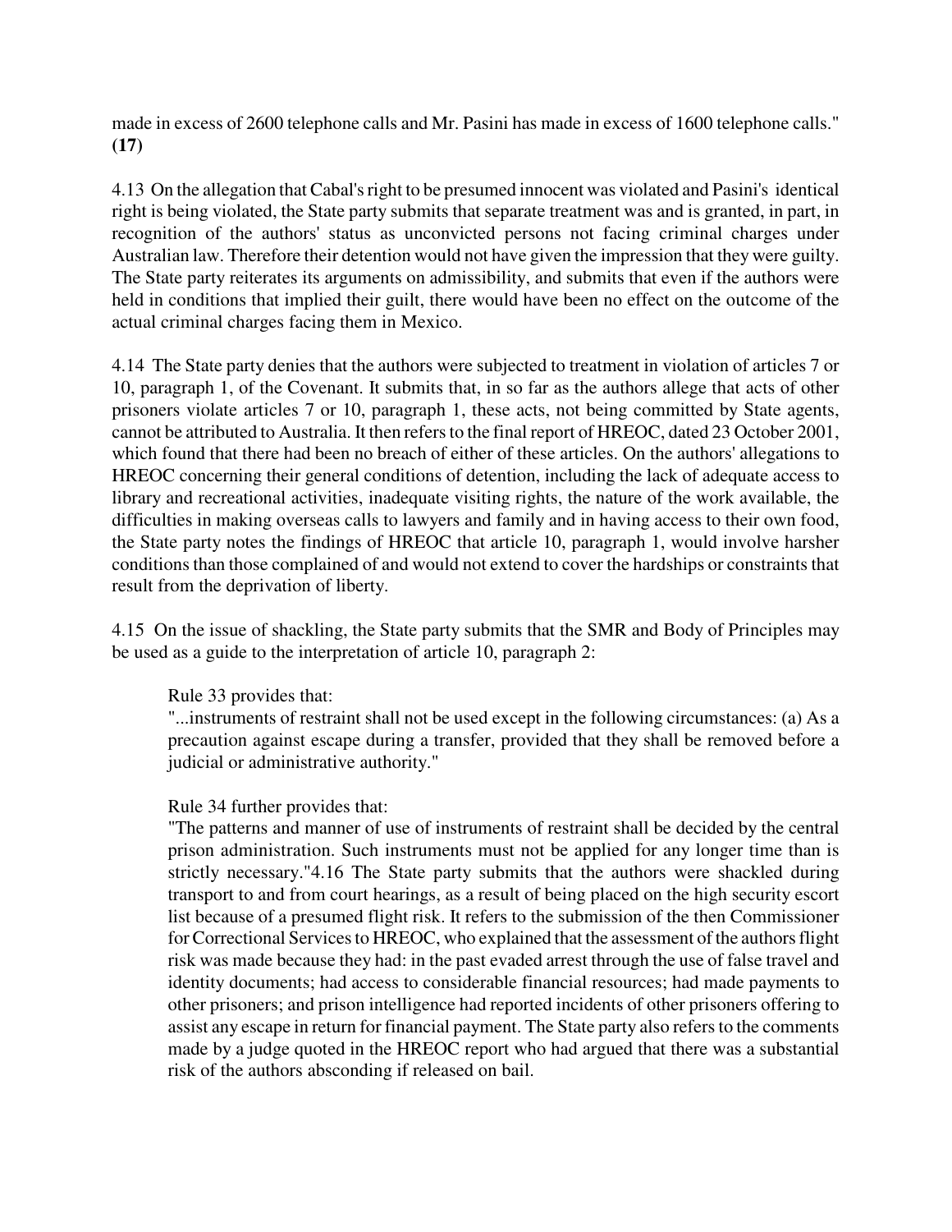made in excess of 2600 telephone calls and Mr. Pasini has made in excess of 1600 telephone calls." **(17)**

4.13 On the allegation that Cabal's right to be presumed innocent was violated and Pasini's identical right is being violated, the State party submits that separate treatment was and is granted, in part, in recognition of the authors' status as unconvicted persons not facing criminal charges under Australian law. Therefore their detention would not have given the impression that they were guilty. The State party reiterates its arguments on admissibility, and submits that even if the authors were held in conditions that implied their guilt, there would have been no effect on the outcome of the actual criminal charges facing them in Mexico.

4.14 The State party denies that the authors were subjected to treatment in violation of articles 7 or 10, paragraph 1, of the Covenant. It submits that, in so far as the authors allege that acts of other prisoners violate articles 7 or 10, paragraph 1, these acts, not being committed by State agents, cannot be attributed to Australia. It then refers to the final report of HREOC, dated 23 October 2001, which found that there had been no breach of either of these articles. On the authors' allegations to HREOC concerning their general conditions of detention, including the lack of adequate access to library and recreational activities, inadequate visiting rights, the nature of the work available, the difficulties in making overseas calls to lawyers and family and in having access to their own food, the State party notes the findings of HREOC that article 10, paragraph 1, would involve harsher conditions than those complained of and would not extend to cover the hardships or constraints that result from the deprivation of liberty.

4.15 On the issue of shackling, the State party submits that the SMR and Body of Principles may be used as a guide to the interpretation of article 10, paragraph 2:

> Rule 33 provides that:
> "...instruments of restraint shall not be used except in the following circumstances: (a) As a precaution against escape during a transfer, provided that they shall be removed before a judicial or administrative authority."
>
> Rule 34 further provides that:
> "The patterns and manner of use of instruments of restraint shall be decided by the central prison administration. Such instruments must not be applied for any longer time than is strictly necessary."

4.16 The State party submits that the authors were shackled during transport to and from court hearings, as a result of being placed on the high security escort list because of a presumed flight risk. It refers to the submission of the then Commissioner for Correctional Services to HREOC, who explained that the assessment of the authors flight risk was made because they had: in the past evaded arrest through the use of false travel and identity documents; had access to considerable financial resources; had made payments to other prisoners; and prison intelligence had reported incidents of other prisoners offering to assist any escape in return for financial payment. The State party also refers to the comments made by a judge quoted in the HREOC report who had argued that there was a substantial risk of the authors absconding if released on bail.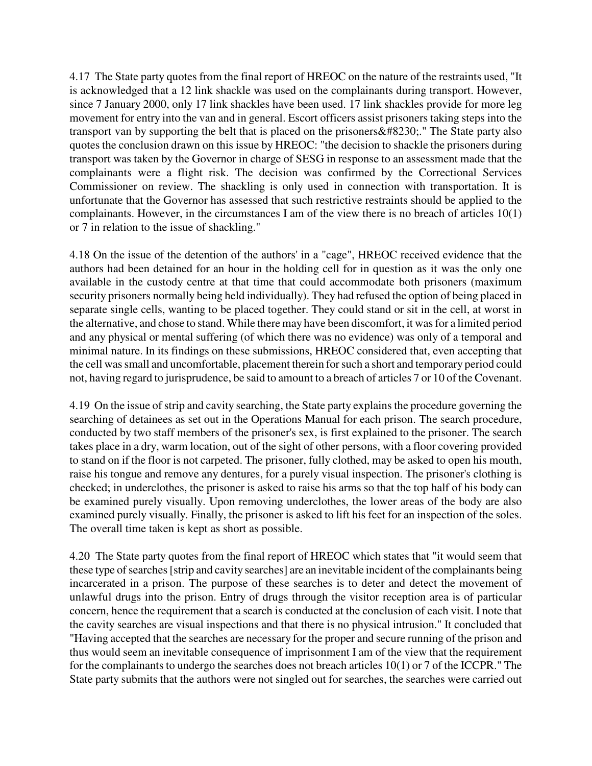4.17 The State party quotes from the final report of HREOC on the nature of the restraints used, "It is acknowledged that a 12 link shackle was used on the complainants during transport. However, since 7 January 2000, only 17 link shackles have been used. 17 link shackles provide for more leg movement for entry into the van and in general. Escort officers assist prisoners taking steps into the transport van by supporting the belt that is placed on the prisoners&#8230;." The State party also quotes the conclusion drawn on this issue by HREOC: "the decision to shackle the prisoners during transport was taken by the Governor in charge of SESG in response to an assessment made that the complainants were a flight risk. The decision was confirmed by the Correctional Services Commissioner on review. The shackling is only used in connection with transportation. It is unfortunate that the Governor has assessed that such restrictive restraints should be applied to the complainants. However, in the circumstances I am of the view there is no breach of articles 10(1) or 7 in relation to the issue of shackling."

4.18 On the issue of the detention of the authors' in a "cage", HREOC received evidence that the authors had been detained for an hour in the holding cell for in question as it was the only one available in the custody centre at that time that could accommodate both prisoners (maximum security prisoners normally being held individually). They had refused the option of being placed in separate single cells, wanting to be placed together. They could stand or sit in the cell, at worst in the alternative, and chose to stand. While there may have been discomfort, it was for a limited period and any physical or mental suffering (of which there was no evidence) was only of a temporal and minimal nature. In its findings on these submissions, HREOC considered that, even accepting that the cell was small and uncomfortable, placement therein for such a short and temporary period could not, having regard to jurisprudence, be said to amount to a breach of articles 7 or 10 of the Covenant.

4.19 On the issue of strip and cavity searching, the State party explains the procedure governing the searching of detainees as set out in the Operations Manual for each prison. The search procedure, conducted by two staff members of the prisoner's sex, is first explained to the prisoner. The search takes place in a dry, warm location, out of the sight of other persons, with a floor covering provided to stand on if the floor is not carpeted. The prisoner, fully clothed, may be asked to open his mouth, raise his tongue and remove any dentures, for a purely visual inspection. The prisoner's clothing is checked; in underclothes, the prisoner is asked to raise his arms so that the top half of his body can be examined purely visually. Upon removing underclothes, the lower areas of the body are also examined purely visually. Finally, the prisoner is asked to lift his feet for an inspection of the soles. The overall time taken is kept as short as possible.

4.20 The State party quotes from the final report of HREOC which states that "it would seem that these type of searches [strip and cavity searches] are an inevitable incident of the complainants being incarcerated in a prison. The purpose of these searches is to deter and detect the movement of unlawful drugs into the prison. Entry of drugs through the visitor reception area is of particular concern, hence the requirement that a search is conducted at the conclusion of each visit. I note that the cavity searches are visual inspections and that there is no physical intrusion." It concluded that "Having accepted that the searches are necessary for the proper and secure running of the prison and thus would seem an inevitable consequence of imprisonment I am of the view that the requirement for the complainants to undergo the searches does not breach articles 10(1) or 7 of the ICCPR." The State party submits that the authors were not singled out for searches, the searches were carried out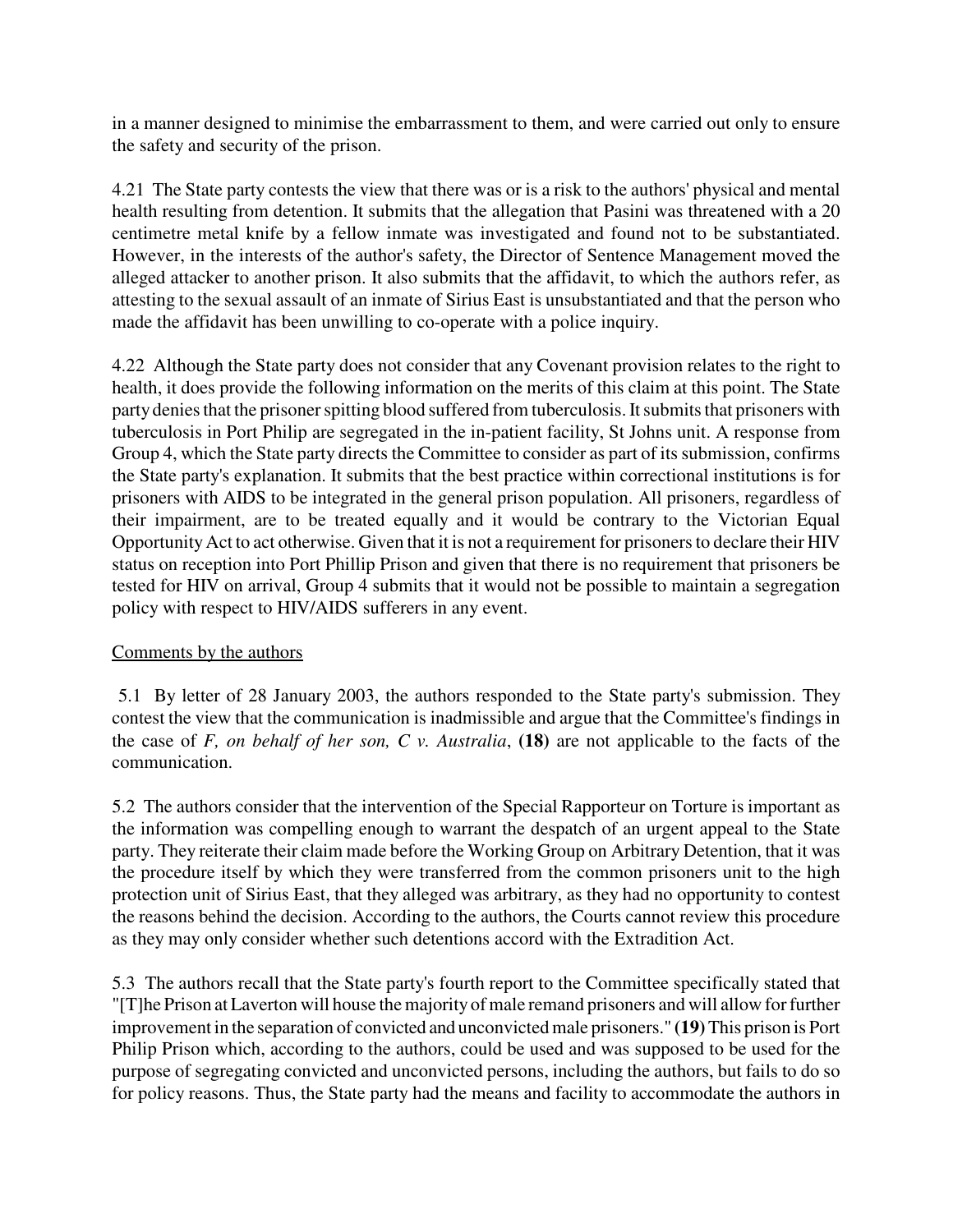in a manner designed to minimise the embarrassment to them, and were carried out only to ensure the safety and security of the prison.

4.21 The State party contests the view that there was or is a risk to the authors' physical and mental health resulting from detention. It submits that the allegation that Pasini was threatened with a 20 centimetre metal knife by a fellow inmate was investigated and found not to be substantiated. However, in the interests of the author's safety, the Director of Sentence Management moved the alleged attacker to another prison. It also submits that the affidavit, to which the authors refer, as attesting to the sexual assault of an inmate of Sirius East is unsubstantiated and that the person who made the affidavit has been unwilling to co-operate with a police inquiry.

4.22 Although the State party does not consider that any Covenant provision relates to the right to health, it does provide the following information on the merits of this claim at this point. The State party denies that the prisoner spitting blood suffered from tuberculosis. It submits that prisoners with tuberculosis in Port Philip are segregated in the in-patient facility, St Johns unit. A response from Group 4, which the State party directs the Committee to consider as part of its submission, confirms the State party's explanation. It submits that the best practice within correctional institutions is for prisoners with AIDS to be integrated in the general prison population. All prisoners, regardless of their impairment, are to be treated equally and it would be contrary to the Victorian Equal Opportunity Act to act otherwise. Given that it is not a requirement for prisoners to declare their HIV status on reception into Port Phillip Prison and given that there is no requirement that prisoners be tested for HIV on arrival, Group 4 submits that it would not be possible to maintain a segregation policy with respect to HIV/AIDS sufferers in any event.

Comments by the authors

5.1 By letter of 28 January 2003, the authors responded to the State party's submission. They contest the view that the communication is inadmissible and argue that the Committee's findings in the case of *F, on behalf of her son, C v. Australia*, **(18)** are not applicable to the facts of the communication.

5.2 The authors consider that the intervention of the Special Rapporteur on Torture is important as the information was compelling enough to warrant the despatch of an urgent appeal to the State party. They reiterate their claim made before the Working Group on Arbitrary Detention, that it was the procedure itself by which they were transferred from the common prisoners unit to the high protection unit of Sirius East, that they alleged was arbitrary, as they had no opportunity to contest the reasons behind the decision. According to the authors, the Courts cannot review this procedure as they may only consider whether such detentions accord with the Extradition Act.

5.3 The authors recall that the State party's fourth report to the Committee specifically stated that "[T]he Prison at Laverton will house the majority of male remand prisoners and will allow for further improvement in the separation of convicted and unconvicted male prisoners." **(19)** This prison is Port Philip Prison which, according to the authors, could be used and was supposed to be used for the purpose of segregating convicted and unconvicted persons, including the authors, but fails to do so for policy reasons. Thus, the State party had the means and facility to accommodate the authors in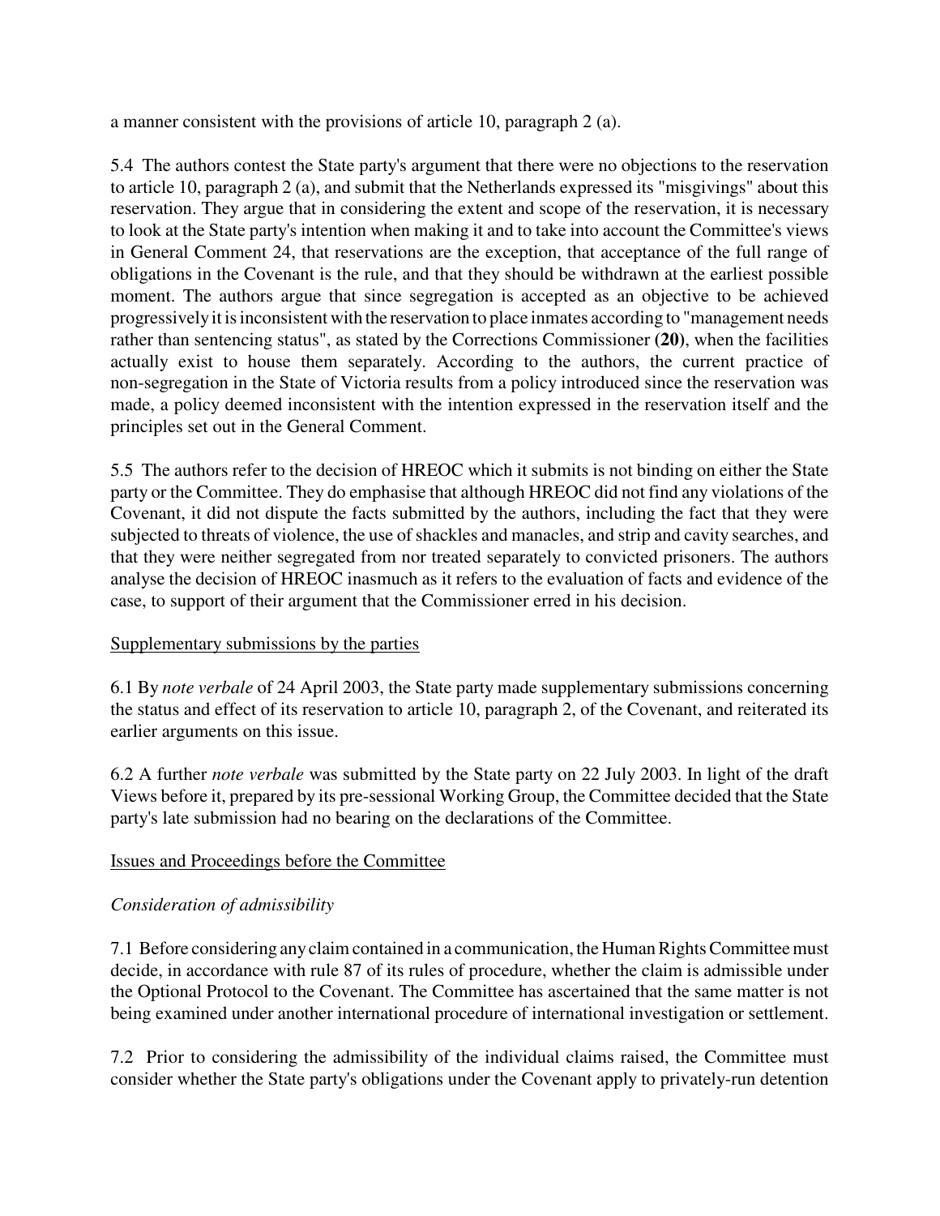a manner consistent with the provisions of article 10, paragraph 2 (a).

5.4 The authors contest the State party's argument that there were no objections to the reservation to article 10, paragraph 2 (a), and submit that the Netherlands expressed its "misgivings" about this reservation. They argue that in considering the extent and scope of the reservation, it is necessary to look at the State party's intention when making it and to take into account the Committee's views in General Comment 24, that reservations are the exception, that acceptance of the full range of obligations in the Covenant is the rule, and that they should be withdrawn at the earliest possible moment. The authors argue that since segregation is accepted as an objective to be achieved progressively it is inconsistent with the reservation to place inmates according to "management needs rather than sentencing status", as stated by the Corrections Commissioner **(20)**, when the facilities actually exist to house them separately. According to the authors, the current practice of non-segregation in the State of Victoria results from a policy introduced since the reservation was made, a policy deemed inconsistent with the intention expressed in the reservation itself and the principles set out in the General Comment.

5.5 The authors refer to the decision of HREOC which it submits is not binding on either the State party or the Committee. They do emphasise that although HREOC did not find any violations of the Covenant, it did not dispute the facts submitted by the authors, including the fact that they were subjected to threats of violence, the use of shackles and manacles, and strip and cavity searches, and that they were neither segregated from nor treated separately to convicted prisoners. The authors analyse the decision of HREOC inasmuch as it refers to the evaluation of facts and evidence of the case, to support of their argument that the Commissioner erred in his decision.

Supplementary submissions by the parties

6.1 By *note verbale* of 24 April 2003, the State party made supplementary submissions concerning the status and effect of its reservation to article 10, paragraph 2, of the Covenant, and reiterated its earlier arguments on this issue.

6.2 A further *note verbale* was submitted by the State party on 22 July 2003. In light of the draft Views before it, prepared by its pre-sessional Working Group, the Committee decided that the State party's late submission had no bearing on the declarations of the Committee.

Issues and Proceedings before the Committee

*Consideration of admissibility*

7.1 Before considering any claim contained in a communication, the Human Rights Committee must decide, in accordance with rule 87 of its rules of procedure, whether the claim is admissible under the Optional Protocol to the Covenant. The Committee has ascertained that the same matter is not being examined under another international procedure of international investigation or settlement.

7.2 Prior to considering the admissibility of the individual claims raised, the Committee must consider whether the State party's obligations under the Covenant apply to privately-run detention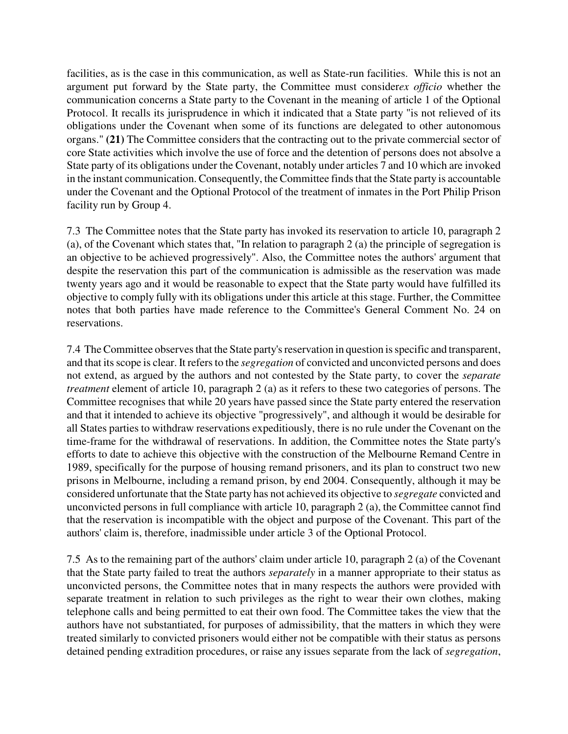facilities, as is the case in this communication, as well as State-run facilities. While this is not an argument put forward by the State party, the Committee must consider*ex officio* whether the communication concerns a State party to the Covenant in the meaning of article 1 of the Optional Protocol. It recalls its jurisprudence in which it indicated that a State party "is not relieved of its obligations under the Covenant when some of its functions are delegated to other autonomous organs." **(21)** The Committee considers that the contracting out to the private commercial sector of core State activities which involve the use of force and the detention of persons does not absolve a State party of its obligations under the Covenant, notably under articles 7 and 10 which are invoked in the instant communication. Consequently, the Committee finds that the State party is accountable under the Covenant and the Optional Protocol of the treatment of inmates in the Port Philip Prison facility run by Group 4.

7.3 The Committee notes that the State party has invoked its reservation to article 10, paragraph 2 (a), of the Covenant which states that, "In relation to paragraph 2 (a) the principle of segregation is an objective to be achieved progressively". Also, the Committee notes the authors' argument that despite the reservation this part of the communication is admissible as the reservation was made twenty years ago and it would be reasonable to expect that the State party would have fulfilled its objective to comply fully with its obligations under this article at this stage. Further, the Committee notes that both parties have made reference to the Committee's General Comment No. 24 on reservations.

7.4 The Committee observes that the State party's reservation in question is specific and transparent, and that its scope is clear. It refers to the *segregation* of convicted and unconvicted persons and does not extend, as argued by the authors and not contested by the State party, to cover the *separate treatment* element of article 10, paragraph 2 (a) as it refers to these two categories of persons. The Committee recognises that while 20 years have passed since the State party entered the reservation and that it intended to achieve its objective "progressively", and although it would be desirable for all States parties to withdraw reservations expeditiously, there is no rule under the Covenant on the time-frame for the withdrawal of reservations. In addition, the Committee notes the State party's efforts to date to achieve this objective with the construction of the Melbourne Remand Centre in 1989, specifically for the purpose of housing remand prisoners, and its plan to construct two new prisons in Melbourne, including a remand prison, by end 2004. Consequently, although it may be considered unfortunate that the State party has not achieved its objective to *segregate* convicted and unconvicted persons in full compliance with article 10, paragraph 2 (a), the Committee cannot find that the reservation is incompatible with the object and purpose of the Covenant. This part of the authors' claim is, therefore, inadmissible under article 3 of the Optional Protocol.

7.5 As to the remaining part of the authors' claim under article 10, paragraph 2 (a) of the Covenant that the State party failed to treat the authors *separately* in a manner appropriate to their status as unconvicted persons, the Committee notes that in many respects the authors were provided with separate treatment in relation to such privileges as the right to wear their own clothes, making telephone calls and being permitted to eat their own food. The Committee takes the view that the authors have not substantiated, for purposes of admissibility, that the matters in which they were treated similarly to convicted prisoners would either not be compatible with their status as persons detained pending extradition procedures, or raise any issues separate from the lack of *segregation*,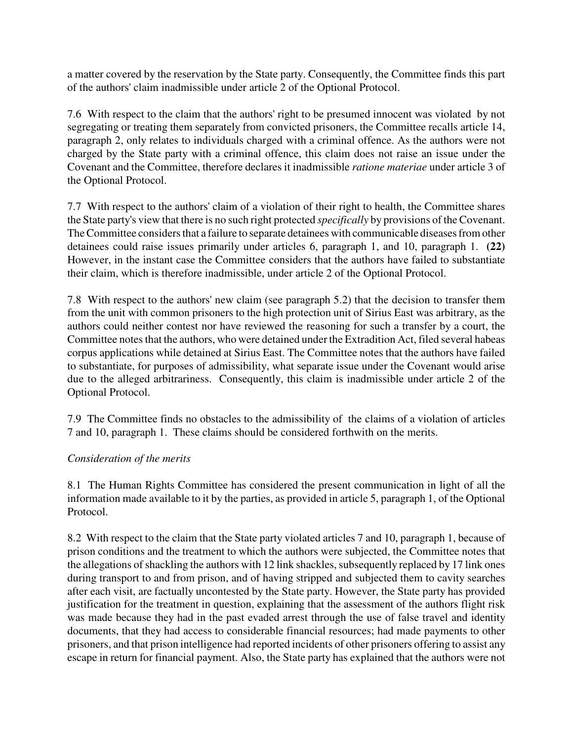a matter covered by the reservation by the State party. Consequently, the Committee finds this part of the authors' claim inadmissible under article 2 of the Optional Protocol.

7.6 With respect to the claim that the authors' right to be presumed innocent was violated by not segregating or treating them separately from convicted prisoners, the Committee recalls article 14, paragraph 2, only relates to individuals charged with a criminal offence. As the authors were not charged by the State party with a criminal offence, this claim does not raise an issue under the Covenant and the Committee, therefore declares it inadmissible *ratione materiae* under article 3 of the Optional Protocol.

7.7 With respect to the authors' claim of a violation of their right to health, the Committee shares the State party's view that there is no such right protected *specifically* by provisions of the Covenant. The Committee considers that a failure to separate detainees with communicable diseases from other detainees could raise issues primarily under articles 6, paragraph 1, and 10, paragraph 1. **(22)** However, in the instant case the Committee considers that the authors have failed to substantiate their claim, which is therefore inadmissible, under article 2 of the Optional Protocol.

7.8 With respect to the authors' new claim (see paragraph 5.2) that the decision to transfer them from the unit with common prisoners to the high protection unit of Sirius East was arbitrary, as the authors could neither contest nor have reviewed the reasoning for such a transfer by a court, the Committee notes that the authors, who were detained under the Extradition Act, filed several habeas corpus applications while detained at Sirius East. The Committee notes that the authors have failed to substantiate, for purposes of admissibility, what separate issue under the Covenant would arise due to the alleged arbitrariness. Consequently, this claim is inadmissible under article 2 of the Optional Protocol.

7.9 The Committee finds no obstacles to the admissibility of the claims of a violation of articles 7 and 10, paragraph 1. These claims should be considered forthwith on the merits.

*Consideration of the merits*

8.1 The Human Rights Committee has considered the present communication in light of all the information made available to it by the parties, as provided in article 5, paragraph 1, of the Optional Protocol.

8.2 With respect to the claim that the State party violated articles 7 and 10, paragraph 1, because of prison conditions and the treatment to which the authors were subjected, the Committee notes that the allegations of shackling the authors with 12 link shackles, subsequently replaced by 17 link ones during transport to and from prison, and of having stripped and subjected them to cavity searches after each visit, are factually uncontested by the State party. However, the State party has provided justification for the treatment in question, explaining that the assessment of the authors flight risk was made because they had in the past evaded arrest through the use of false travel and identity documents, that they had access to considerable financial resources; had made payments to other prisoners, and that prison intelligence had reported incidents of other prisoners offering to assist any escape in return for financial payment. Also, the State party has explained that the authors were not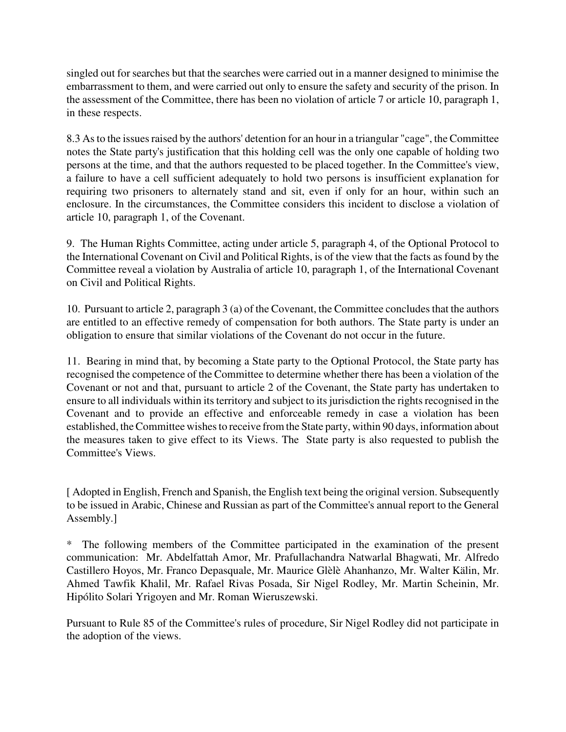singled out for searches but that the searches were carried out in a manner designed to minimise the embarrassment to them, and were carried out only to ensure the safety and security of the prison. In the assessment of the Committee, there has been no violation of article 7 or article 10, paragraph 1, in these respects.

8.3 As to the issues raised by the authors' detention for an hour in a triangular "cage", the Committee notes the State party's justification that this holding cell was the only one capable of holding two persons at the time, and that the authors requested to be placed together. In the Committee's view, a failure to have a cell sufficient adequately to hold two persons is insufficient explanation for requiring two prisoners to alternately stand and sit, even if only for an hour, within such an enclosure. In the circumstances, the Committee considers this incident to disclose a violation of article 10, paragraph 1, of the Covenant.

9. The Human Rights Committee, acting under article 5, paragraph 4, of the Optional Protocol to the International Covenant on Civil and Political Rights, is of the view that the facts as found by the Committee reveal a violation by Australia of article 10, paragraph 1, of the International Covenant on Civil and Political Rights.

10. Pursuant to article 2, paragraph 3 (a) of the Covenant, the Committee concludes that the authors are entitled to an effective remedy of compensation for both authors. The State party is under an obligation to ensure that similar violations of the Covenant do not occur in the future.

11. Bearing in mind that, by becoming a State party to the Optional Protocol, the State party has recognised the competence of the Committee to determine whether there has been a violation of the Covenant or not and that, pursuant to article 2 of the Covenant, the State party has undertaken to ensure to all individuals within its territory and subject to its jurisdiction the rights recognised in the Covenant and to provide an effective and enforceable remedy in case a violation has been established, the Committee wishes to receive from the State party, within 90 days, information about the measures taken to give effect to its Views. The State party is also requested to publish the Committee's Views.

[ Adopted in English, French and Spanish, the English text being the original version. Subsequently to be issued in Arabic, Chinese and Russian as part of the Committee's annual report to the General Assembly.]

* The following members of the Committee participated in the examination of the present communication: Mr. Abdelfattah Amor, Mr. Prafullachandra Natwarlal Bhagwati, Mr. Alfredo Castillero Hoyos, Mr. Franco Depasquale, Mr. Maurice Glèlè Ahanhanzo, Mr. Walter Kälin, Mr. Ahmed Tawfik Khalil, Mr. Rafael Rivas Posada, Sir Nigel Rodley, Mr. Martin Scheinin, Mr. Hipólito Solari Yrigoyen and Mr. Roman Wieruszewski.

Pursuant to Rule 85 of the Committee's rules of procedure, Sir Nigel Rodley did not participate in the adoption of the views.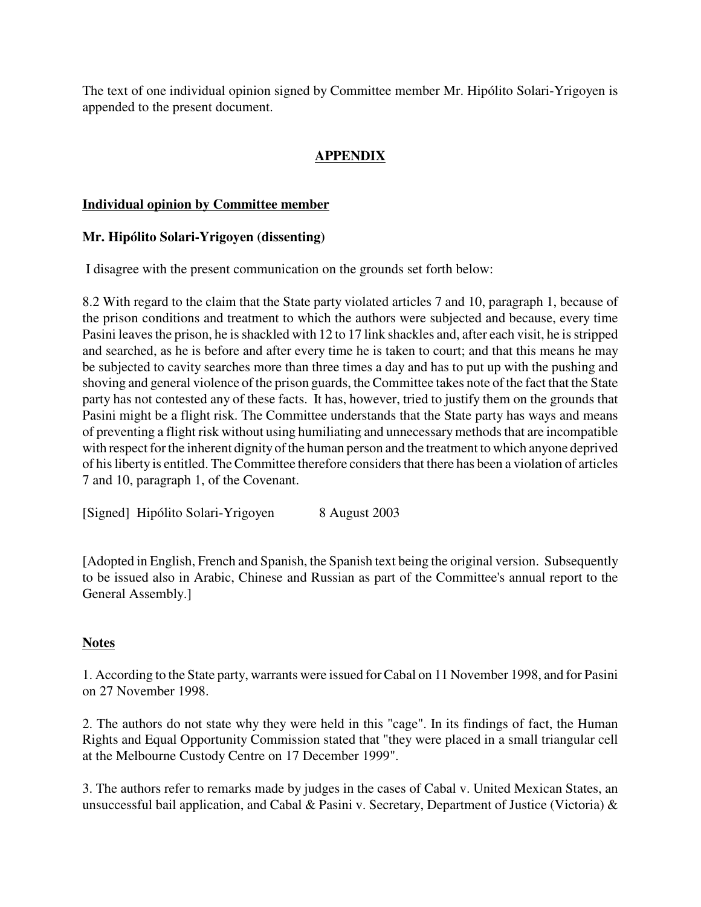The text of one individual opinion signed by Committee member Mr. Hipólito Solari-Yrigoyen is appended to the present document.

## APPENDIX

### Individual opinion by Committee member

### Mr. Hipólito Solari-Yrigoyen (dissenting)

I disagree with the present communication on the grounds set forth below:

8.2 With regard to the claim that the State party violated articles 7 and 10, paragraph 1, because of the prison conditions and treatment to which the authors were subjected and because, every time Pasini leaves the prison, he is shackled with 12 to 17 link shackles and, after each visit, he is stripped and searched, as he is before and after every time he is taken to court; and that this means he may be subjected to cavity searches more than three times a day and has to put up with the pushing and shoving and general violence of the prison guards, the Committee takes note of the fact that the State party has not contested any of these facts. It has, however, tried to justify them on the grounds that Pasini might be a flight risk. The Committee understands that the State party has ways and means of preventing a flight risk without using humiliating and unnecessary methods that are incompatible with respect for the inherent dignity of the human person and the treatment to which anyone deprived of his liberty is entitled. The Committee therefore considers that there has been a violation of articles 7 and 10, paragraph 1, of the Covenant.

[Signed] Hipólito Solari-Yrigoyen 8 August 2003

[Adopted in English, French and Spanish, the Spanish text being the original version. Subsequently to be issued also in Arabic, Chinese and Russian as part of the Committee's annual report to the General Assembly.]

### Notes

1. According to the State party, warrants were issued for Cabal on 11 November 1998, and for Pasini on 27 November 1998.

2. The authors do not state why they were held in this "cage". In its findings of fact, the Human Rights and Equal Opportunity Commission stated that "they were placed in a small triangular cell at the Melbourne Custody Centre on 17 December 1999".

3. The authors refer to remarks made by judges in the cases of Cabal v. United Mexican States, an unsuccessful bail application, and Cabal & Pasini v. Secretary, Department of Justice (Victoria) &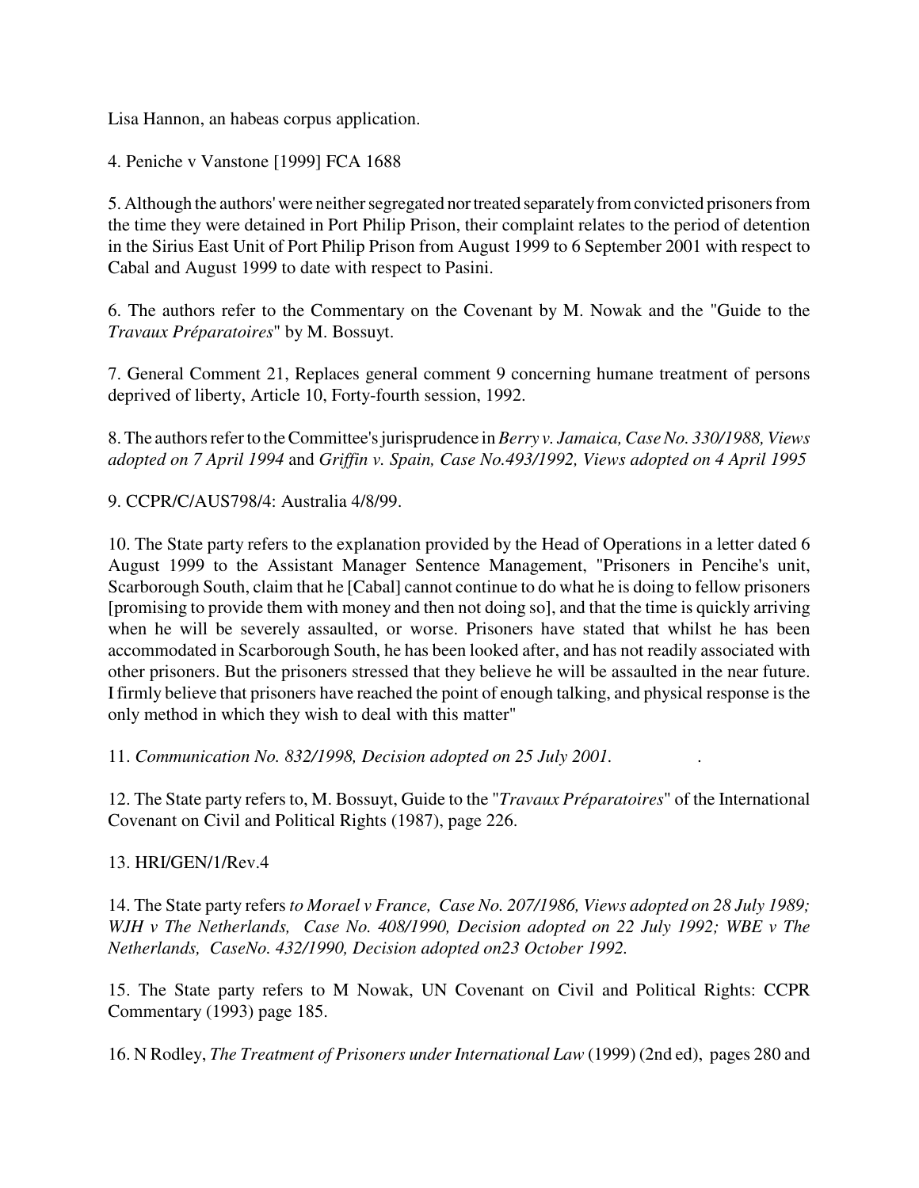Lisa Hannon, an habeas corpus application.

4. Peniche v Vanstone [1999] FCA 1688

5. Although the authors' were neither segregated nor treated separately from convicted prisoners from the time they were detained in Port Philip Prison, their complaint relates to the period of detention in the Sirius East Unit of Port Philip Prison from August 1999 to 6 September 2001 with respect to Cabal and August 1999 to date with respect to Pasini.

6. The authors refer to the Commentary on the Covenant by M. Nowak and the "Guide to the *Travaux Préparatoires*" by M. Bossuyt.

7. General Comment 21, Replaces general comment 9 concerning humane treatment of persons deprived of liberty, Article 10, Forty-fourth session, 1992.

8. The authors refer to the Committee's jurisprudence in *Berry v. Jamaica, Case No. 330/1988, Views adopted on 7 April 1994* and *Griffin v. Spain, Case No.493/1992, Views adopted on 4 April 1995*

9. CCPR/C/AUS798/4: Australia 4/8/99.

10. The State party refers to the explanation provided by the Head of Operations in a letter dated 6 August 1999 to the Assistant Manager Sentence Management, "Prisoners in Pencihe's unit, Scarborough South, claim that he [Cabal] cannot continue to do what he is doing to fellow prisoners [promising to provide them with money and then not doing so], and that the time is quickly arriving when he will be severely assaulted, or worse. Prisoners have stated that whilst he has been accommodated in Scarborough South, he has been looked after, and has not readily associated with other prisoners. But the prisoners stressed that they believe he will be assaulted in the near future. I firmly believe that prisoners have reached the point of enough talking, and physical response is the only method in which they wish to deal with this matter"

11. *Communication No. 832/1998, Decision adopted on 25 July 2001.* .

12. The State party refers to, M. Bossuyt, Guide to the "*Travaux Préparatoires*" of the International Covenant on Civil and Political Rights (1987), page 226.

13. HRI/GEN/1/Rev.4

14. The State party refers *to Morael v France, Case No. 207/1986, Views adopted on 28 July 1989; WJH v The Netherlands, Case No. 408/1990, Decision adopted on 22 July 1992; WBE v The Netherlands, CaseNo. 432/1990, Decision adopted on23 October 1992.*

15. The State party refers to M Nowak, UN Covenant on Civil and Political Rights: CCPR Commentary (1993) page 185.

16. N Rodley, *The Treatment of Prisoners under International Law* (1999) (2nd ed), pages 280 and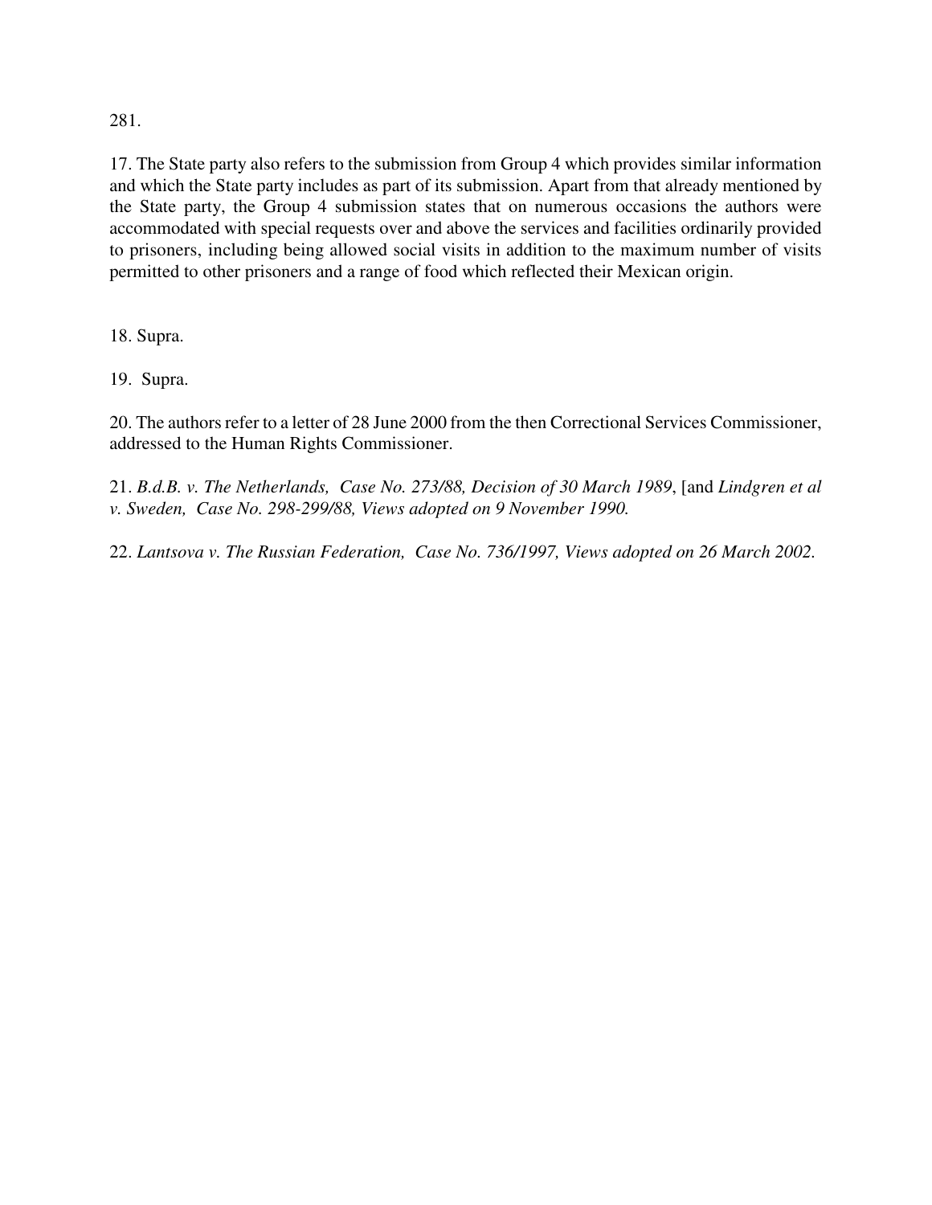281.

17. The State party also refers to the submission from Group 4 which provides similar information and which the State party includes as part of its submission. Apart from that already mentioned by the State party, the Group 4 submission states that on numerous occasions the authors were accommodated with special requests over and above the services and facilities ordinarily provided to prisoners, including being allowed social visits in addition to the maximum number of visits permitted to other prisoners and a range of food which reflected their Mexican origin.

18. Supra.

19. Supra.

20. The authors refer to a letter of 28 June 2000 from the then Correctional Services Commissioner, addressed to the Human Rights Commissioner.

21. *B.d.B. v. The Netherlands, Case No. 273/88, Decision of 30 March 1989*, [and *Lindgren et al v. Sweden, Case No. 298-299/88, Views adopted on 9 November 1990.*

22. *Lantsova v. The Russian Federation, Case No. 736/1997, Views adopted on 26 March 2002.*